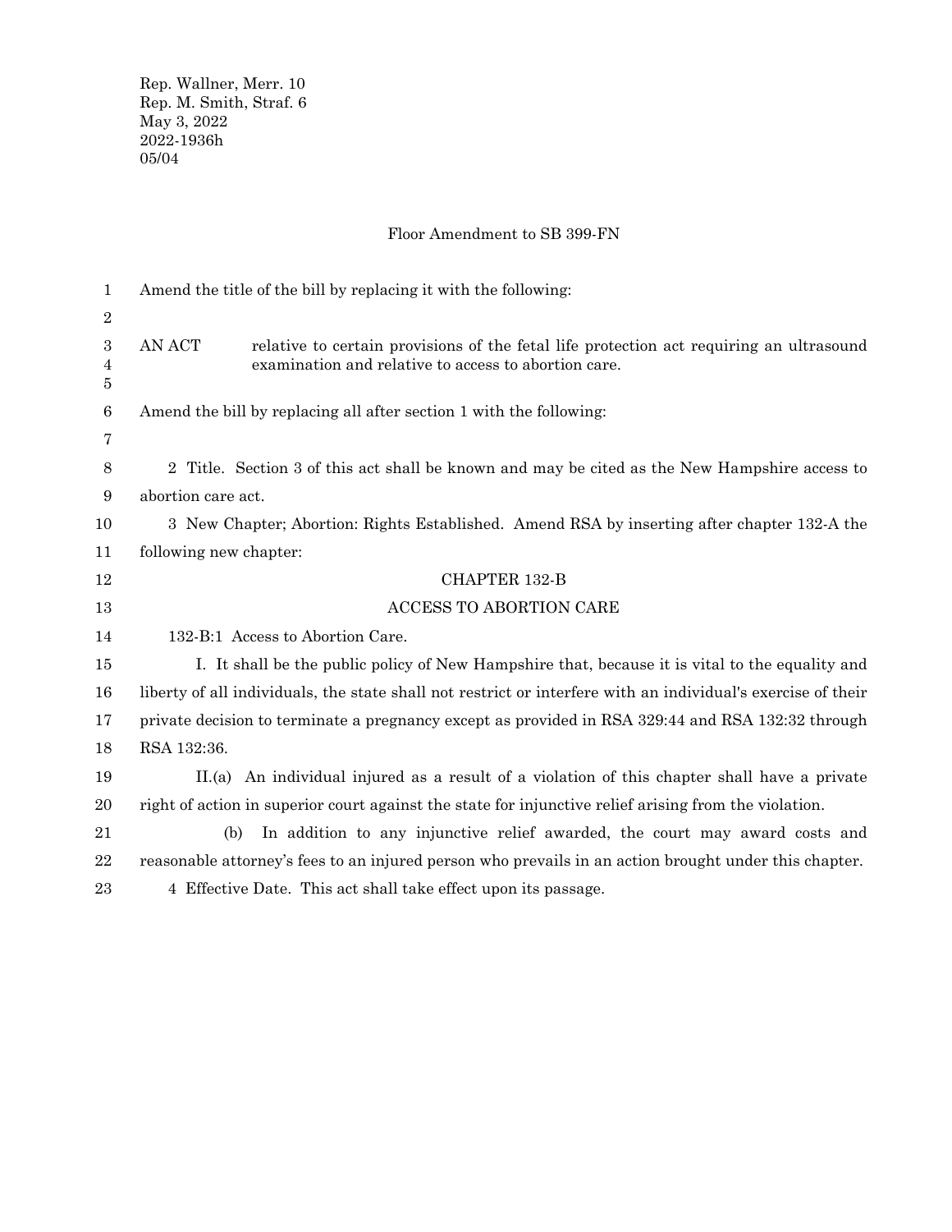Rep. Wallner, Merr. 10
Rep. M. Smith, Straf. 6
May 3, 2022
2022-1936h
05/04

Floor Amendment to SB 399-FN

Amend the title of the bill by replacing it with the following:

AN ACT relative to certain provisions of the fetal life protection act requiring an ultrasound examination and relative to access to abortion care.

Amend the bill by replacing all after section 1 with the following:

2 Title. Section 3 of this act shall be known and may be cited as the New Hampshire access to abortion care act.

3 New Chapter; Abortion: Rights Established. Amend RSA by inserting after chapter 132-A the following new chapter:

CHAPTER 132-B

ACCESS TO ABORTION CARE

132-B:1 Access to Abortion Care.

I. It shall be the public policy of New Hampshire that, because it is vital to the equality and liberty of all individuals, the state shall not restrict or interfere with an individual's exercise of their private decision to terminate a pregnancy except as provided in RSA 329:44 and RSA 132:32 through RSA 132:36.

II.(a) An individual injured as a result of a violation of this chapter shall have a private right of action in superior court against the state for injunctive relief arising from the violation.

(b) In addition to any injunctive relief awarded, the court may award costs and reasonable attorney's fees to an injured person who prevails in an action brought under this chapter.

4 Effective Date. This act shall take effect upon its passage.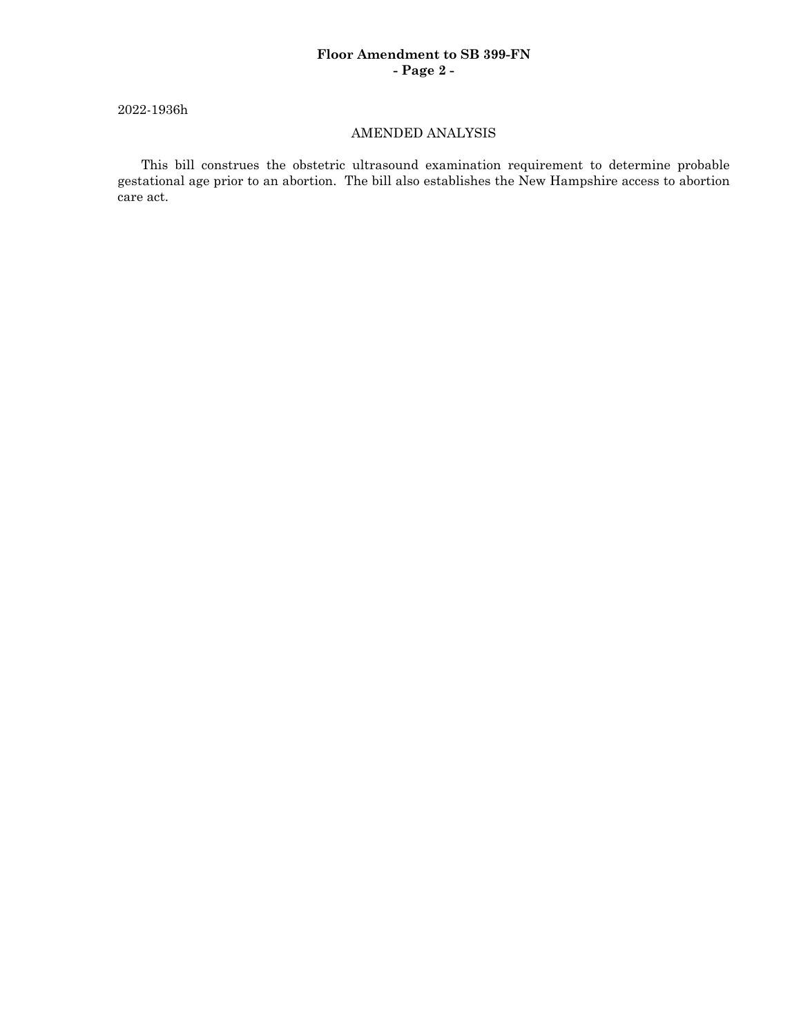2022-1936h

## AMENDED ANALYSIS

This bill construes the obstetric ultrasound examination requirement to determine probable gestational age prior to an abortion. The bill also establishes the New Hampshire access to abortion care act.